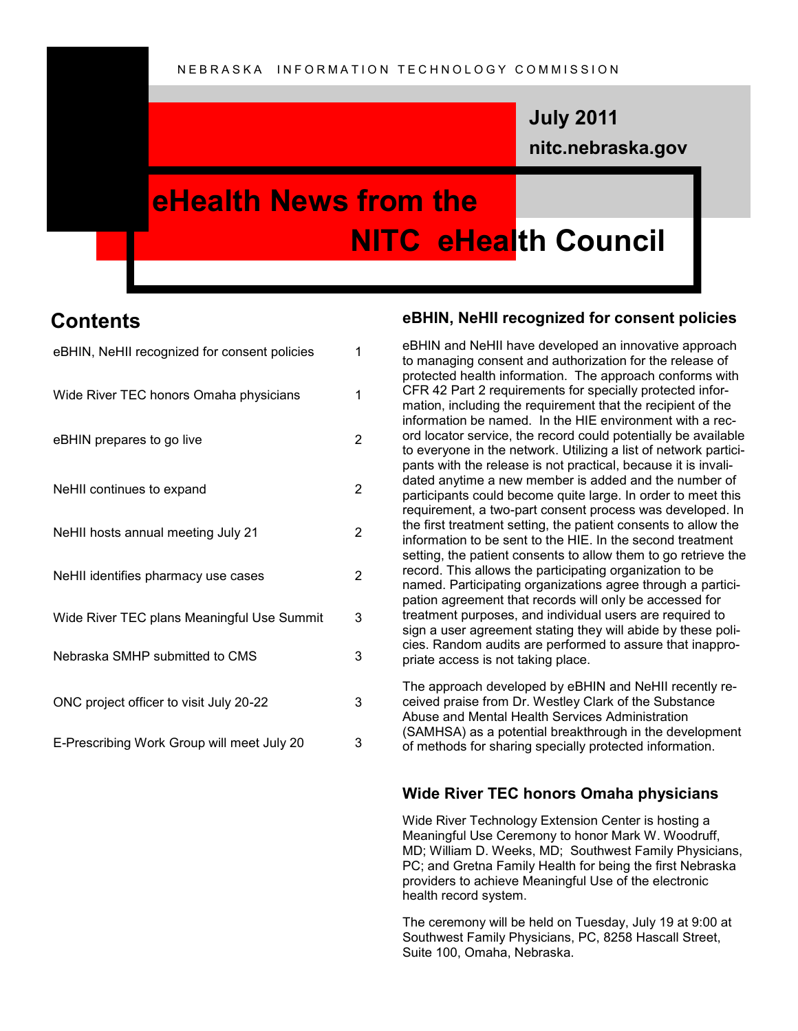NEBRASKA INFORMATION TECHNOLOGY COMMISSION

**July 2011**

**nitc.nebraska.gov**

# eHealth News from the NITC eHealth Council

## Contents

| | |
|---|---|
| eBHIN, NeHII recognized for consent policies | 1 |
| Wide River TEC honors Omaha physicians | 1 |
| eBHIN prepares to go live | 2 |
| NeHII continues to expand | 2 |
| NeHII hosts annual meeting July 21 | 2 |
| NeHII identifies pharmacy use cases | 2 |
| Wide River TEC plans Meaningful Use Summit | 3 |
| Nebraska SMHP submitted to CMS | 3 |
| ONC project officer to visit July 20-22 | 3 |
| E-Prescribing Work Group will meet July 20 | 3 |

### eBHIN, NeHII recognized for consent policies

eBHIN and NeHII have developed an innovative approach to managing consent and authorization for the release of protected health information. The approach conforms with CFR 42 Part 2 requirements for specially protected information, including the requirement that the recipient of the information be named. In the HIE environment with a record locator service, the record could potentially be available to everyone in the network. Utilizing a list of network participants with the release is not practical, because it is invalidated anytime a new member is added and the number of participants could become quite large. In order to meet this requirement, a two-part consent process was developed. In the first treatment setting, the patient consents to allow the information to be sent to the HIE. In the second treatment setting, the patient consents to allow them to go retrieve the record. This allows the participating organization to be named. Participating organizations agree through a participation agreement that records will only be accessed for treatment purposes, and individual users are required to sign a user agreement stating they will abide by these policies. Random audits are performed to assure that inappropriate access is not taking place.

The approach developed by eBHIN and NeHII recently received praise from Dr. Westley Clark of the Substance Abuse and Mental Health Services Administration (SAMHSA) as a potential breakthrough in the development of methods for sharing specially protected information.

### Wide River TEC honors Omaha physicians

Wide River Technology Extension Center is hosting a Meaningful Use Ceremony to honor Mark W. Woodruff, MD; William D. Weeks, MD; Southwest Family Physicians, PC; and Gretna Family Health for being the first Nebraska providers to achieve Meaningful Use of the electronic health record system.

The ceremony will be held on Tuesday, July 19 at 9:00 at Southwest Family Physicians, PC, 8258 Hascall Street, Suite 100, Omaha, Nebraska.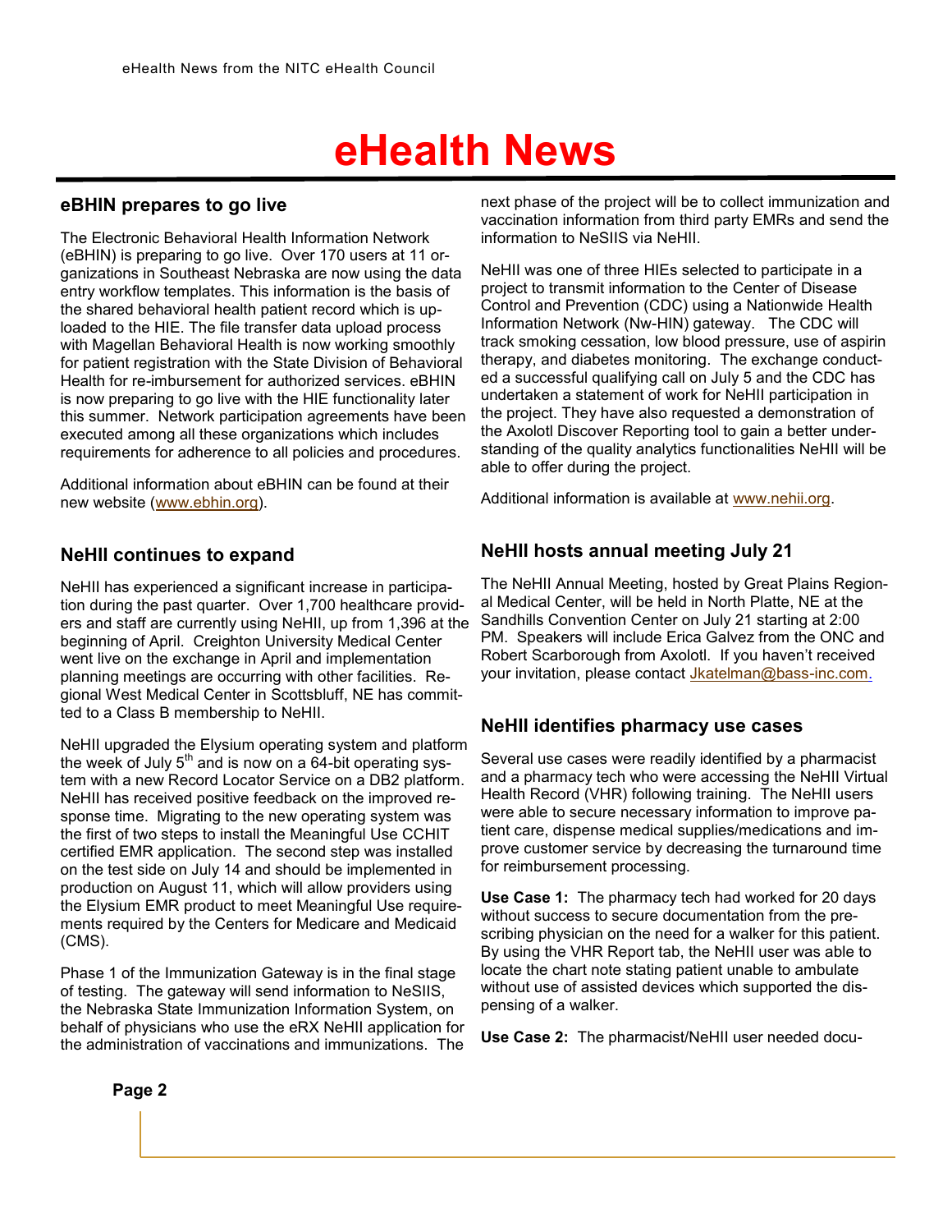# eHealth News

## eBHIN prepares to go live

The Electronic Behavioral Health Information Network (eBHIN) is preparing to go live. Over 170 users at 11 organizations in Southeast Nebraska are now using the data entry workflow templates. This information is the basis of the shared behavioral health patient record which is uploaded to the HIE. The file transfer data upload process with Magellan Behavioral Health is now working smoothly for patient registration with the State Division of Behavioral Health for re-imbursement for authorized services. eBHIN is now preparing to go live with the HIE functionality later this summer. Network participation agreements have been executed among all these organizations which includes requirements for adherence to all policies and procedures.

Additional information about eBHIN can be found at their new website (www.ebhin.org).

## NeHII continues to expand

NeHII has experienced a significant increase in participation during the past quarter. Over 1,700 healthcare providers and staff are currently using NeHII, up from 1,396 at the beginning of April. Creighton University Medical Center went live on the exchange in April and implementation planning meetings are occurring with other facilities. Regional West Medical Center in Scottsbluff, NE has committed to a Class B membership to NeHII.

NeHII upgraded the Elysium operating system and platform the week of July 5th and is now on a 64-bit operating system with a new Record Locator Service on a DB2 platform. NeHII has received positive feedback on the improved response time. Migrating to the new operating system was the first of two steps to install the Meaningful Use CCHIT certified EMR application. The second step was installed on the test side on July 14 and should be implemented in production on August 11, which will allow providers using the Elysium EMR product to meet Meaningful Use requirements required by the Centers for Medicare and Medicaid (CMS).

Phase 1 of the Immunization Gateway is in the final stage of testing. The gateway will send information to NeSIIS, the Nebraska State Immunization Information System, on behalf of physicians who use the eRX NeHII application for the administration of vaccinations and immunizations. The next phase of the project will be to collect immunization and vaccination information from third party EMRs and send the information to NeSIIS via NeHII.

NeHII was one of three HIEs selected to participate in a project to transmit information to the Center of Disease Control and Prevention (CDC) using a Nationwide Health Information Network (Nw-HIN) gateway. The CDC will track smoking cessation, low blood pressure, use of aspirin therapy, and diabetes monitoring. The exchange conducted a successful qualifying call on July 5 and the CDC has undertaken a statement of work for NeHII participation in the project. They have also requested a demonstration of the Axolotl Discover Reporting tool to gain a better understanding of the quality analytics functionalities NeHII will be able to offer during the project.

Additional information is available at www.nehii.org.

## NeHII hosts annual meeting July 21

The NeHII Annual Meeting, hosted by Great Plains Regional Medical Center, will be held in North Platte, NE at the Sandhills Convention Center on July 21 starting at 2:00 PM. Speakers will include Erica Galvez from the ONC and Robert Scarborough from Axolotl. If you haven't received your invitation, please contact Jkatelman@bass-inc.com.

## NeHII identifies pharmacy use cases

Several use cases were readily identified by a pharmacist and a pharmacy tech who were accessing the NeHII Virtual Health Record (VHR) following training. The NeHII users were able to secure necessary information to improve patient care, dispense medical supplies/medications and improve customer service by decreasing the turnaround time for reimbursement processing.

**Use Case 1:** The pharmacy tech had worked for 20 days without success to secure documentation from the prescribing physician on the need for a walker for this patient. By using the VHR Report tab, the NeHII user was able to locate the chart note stating patient unable to ambulate without use of assisted devices which supported the dispensing of a walker.

**Use Case 2:** The pharmacist/NeHII user needed docu-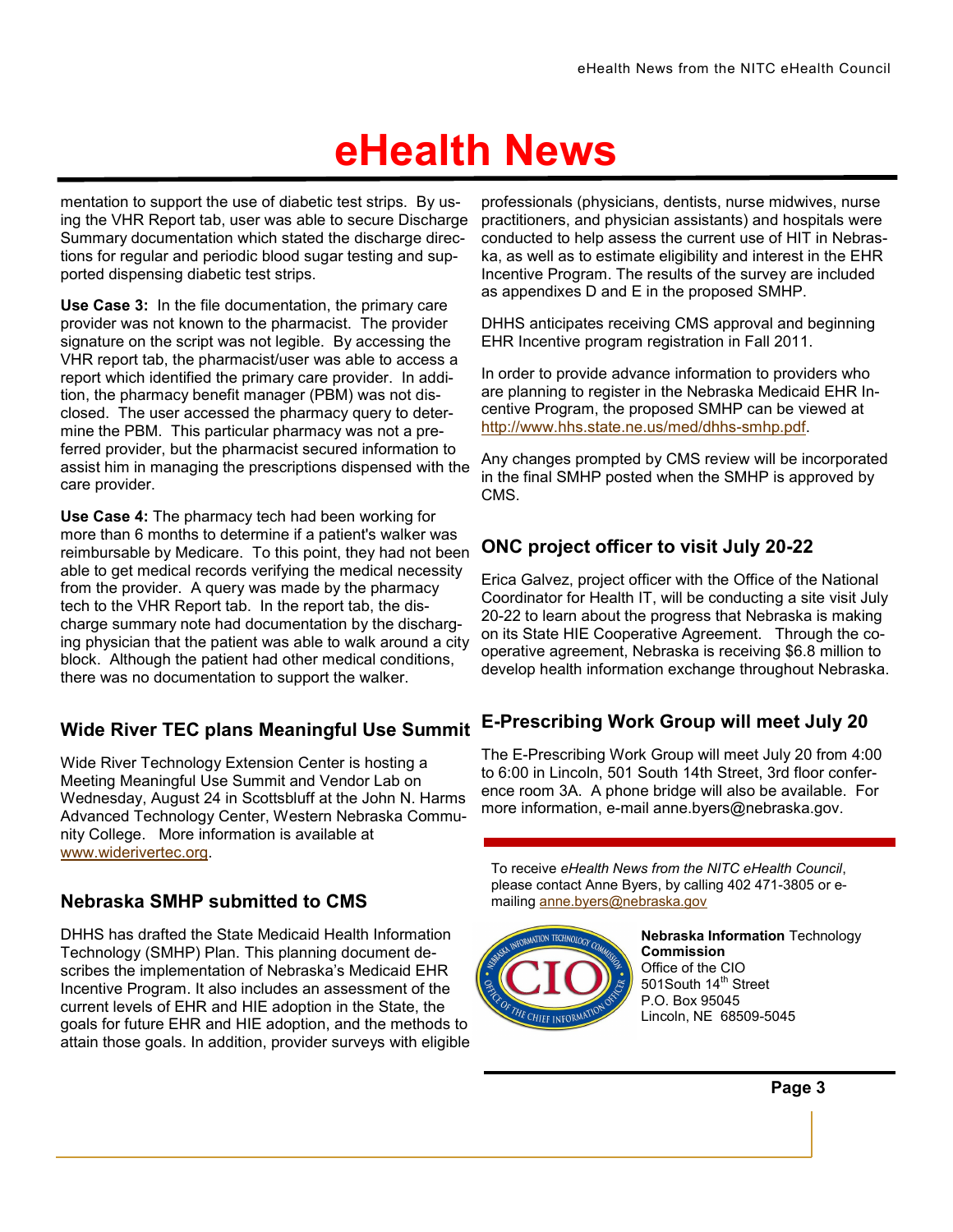# eHealth News

mentation to support the use of diabetic test strips. By using the VHR Report tab, user was able to secure Discharge Summary documentation which stated the discharge directions for regular and periodic blood sugar testing and supported dispensing diabetic test strips.

**Use Case 3:** In the file documentation, the primary care provider was not known to the pharmacist. The provider signature on the script was not legible. By accessing the VHR report tab, the pharmacist/user was able to access a report which identified the primary care provider. In addition, the pharmacy benefit manager (PBM) was not disclosed. The user accessed the pharmacy query to determine the PBM. This particular pharmacy was not a preferred provider, but the pharmacist secured information to assist him in managing the prescriptions dispensed with the care provider.

**Use Case 4:** The pharmacy tech had been working for more than 6 months to determine if a patient's walker was reimbursable by Medicare. To this point, they had not been able to get medical records verifying the medical necessity from the provider. A query was made by the pharmacy tech to the VHR Report tab. In the report tab, the discharge summary note had documentation by the discharging physician that the patient was able to walk around a city block. Although the patient had other medical conditions, there was no documentation to support the walker.

## Wide River TEC plans Meaningful Use Summit

Wide River Technology Extension Center is hosting a Meeting Meaningful Use Summit and Vendor Lab on Wednesday, August 24 in Scottsbluff at the John N. Harms Advanced Technology Center, Western Nebraska Community College. More information is available at www.widerivertec.org.

## Nebraska SMHP submitted to CMS

DHHS has drafted the State Medicaid Health Information Technology (SMHP) Plan. This planning document describes the implementation of Nebraska's Medicaid EHR Incentive Program. It also includes an assessment of the current levels of EHR and HIE adoption in the State, the goals for future EHR and HIE adoption, and the methods to attain those goals. In addition, provider surveys with eligible professionals (physicians, dentists, nurse midwives, nurse practitioners, and physician assistants) and hospitals were conducted to help assess the current use of HIT in Nebraska, as well as to estimate eligibility and interest in the EHR Incentive Program. The results of the survey are included as appendixes D and E in the proposed SMHP.

DHHS anticipates receiving CMS approval and beginning EHR Incentive program registration in Fall 2011.

In order to provide advance information to providers who are planning to register in the Nebraska Medicaid EHR Incentive Program, the proposed SMHP can be viewed at http://www.hhs.state.ne.us/med/dhhs-smhp.pdf.

Any changes prompted by CMS review will be incorporated in the final SMHP posted when the SMHP is approved by CMS.

## ONC project officer to visit July 20-22

Erica Galvez, project officer with the Office of the National Coordinator for Health IT, will be conducting a site visit July 20-22 to learn about the progress that Nebraska is making on its State HIE Cooperative Agreement. Through the cooperative agreement, Nebraska is receiving $6.8 million to develop health information exchange throughout Nebraska.

## E-Prescribing Work Group will meet July 20

The E-Prescribing Work Group will meet July 20 from 4:00 to 6:00 in Lincoln, 501 South 14th Street, 3rd floor conference room 3A. A phone bridge will also be available. For more information, e-mail anne.byers@nebraska.gov.

To receive *eHealth News from the NITC eHealth Council*, please contact Anne Byers, by calling 402 471-3805 or e-mailing anne.byers@nebraska.gov

**Nebraska Information** Technology **Commission**
Office of the CIO
501South 14th Street
P.O. Box 95045
Lincoln, NE 68509-5045